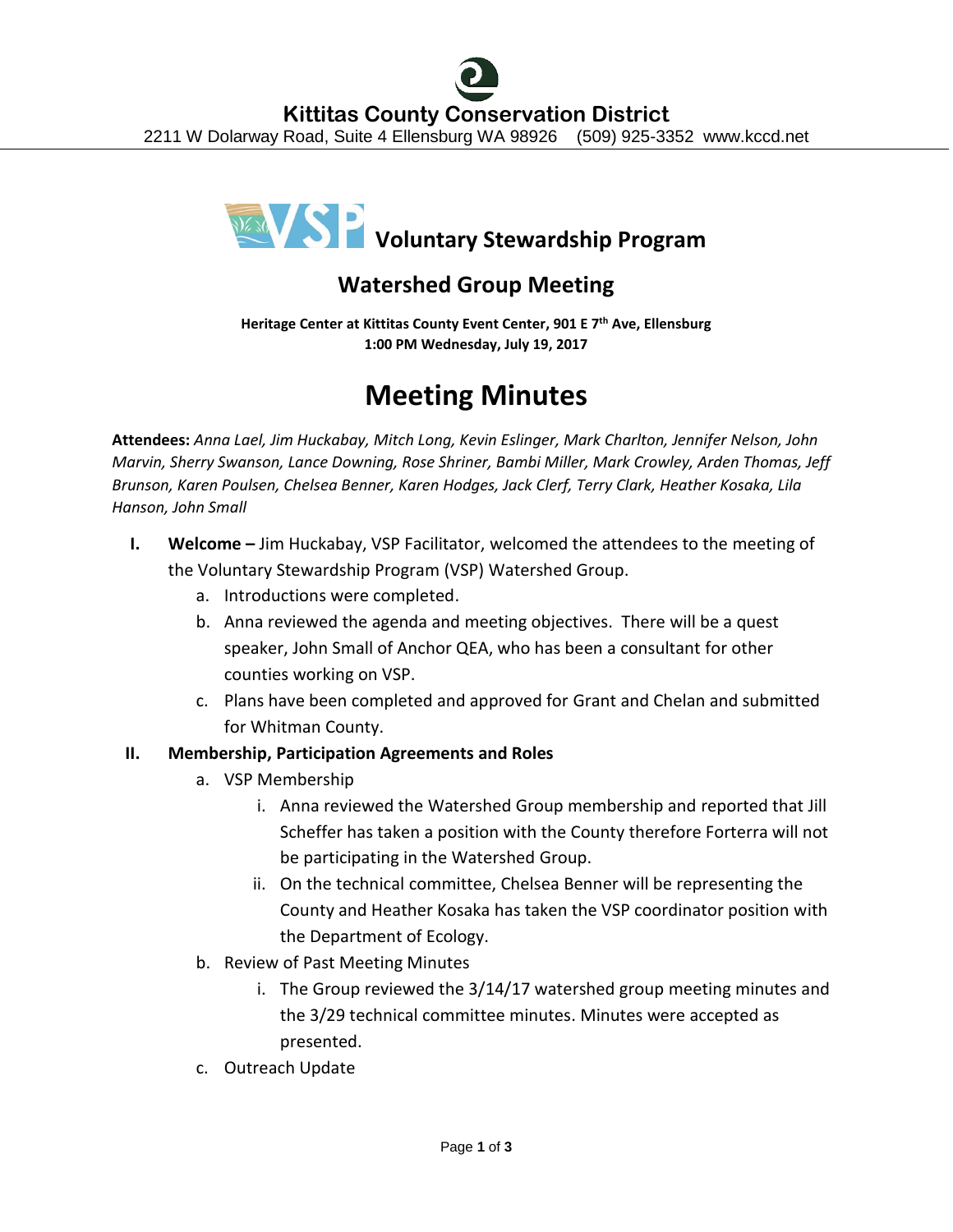# Kittitas County Conservation District

2211 W Dolarway Road, Suite 4 Ellensburg WA 98926 (509) 925-3352 www.kccd.net

## VSP Voluntary Stewardship Program

## Watershed Group Meeting

**Heritage Center at Kittitas County Event Center, 901 E 7th Ave, Ellensburg**
**1:00 PM Wednesday, July 19, 2017**

# Meeting Minutes

**Attendees:** *Anna Lael, Jim Huckabay, Mitch Long, Kevin Eslinger, Mark Charlton, Jennifer Nelson, John Marvin, Sherry Swanson, Lance Downing, Rose Shriner, Bambi Miller, Mark Crowley, Arden Thomas, Jeff Brunson, Karen Poulsen, Chelsea Benner, Karen Hodges, Jack Clerf, Terry Clark, Heather Kosaka, Lila Hanson, John Small*

I. **Welcome –** Jim Huckabay, VSP Facilitator, welcomed the attendees to the meeting of the Voluntary Stewardship Program (VSP) Watershed Group.
   a. Introductions were completed.
   b. Anna reviewed the agenda and meeting objectives. There will be a quest speaker, John Small of Anchor QEA, who has been a consultant for other counties working on VSP.
   c. Plans have been completed and approved for Grant and Chelan and submitted for Whitman County.

II. **Membership, Participation Agreements and Roles**
   a. VSP Membership
      i. Anna reviewed the Watershed Group membership and reported that Jill Scheffer has taken a position with the County therefore Forterra will not be participating in the Watershed Group.
      ii. On the technical committee, Chelsea Benner will be representing the County and Heather Kosaka has taken the VSP coordinator position with the Department of Ecology.
   b. Review of Past Meeting Minutes
      i. The Group reviewed the 3/14/17 watershed group meeting minutes and the 3/29 technical committee minutes. Minutes were accepted as presented.
   c. Outreach Update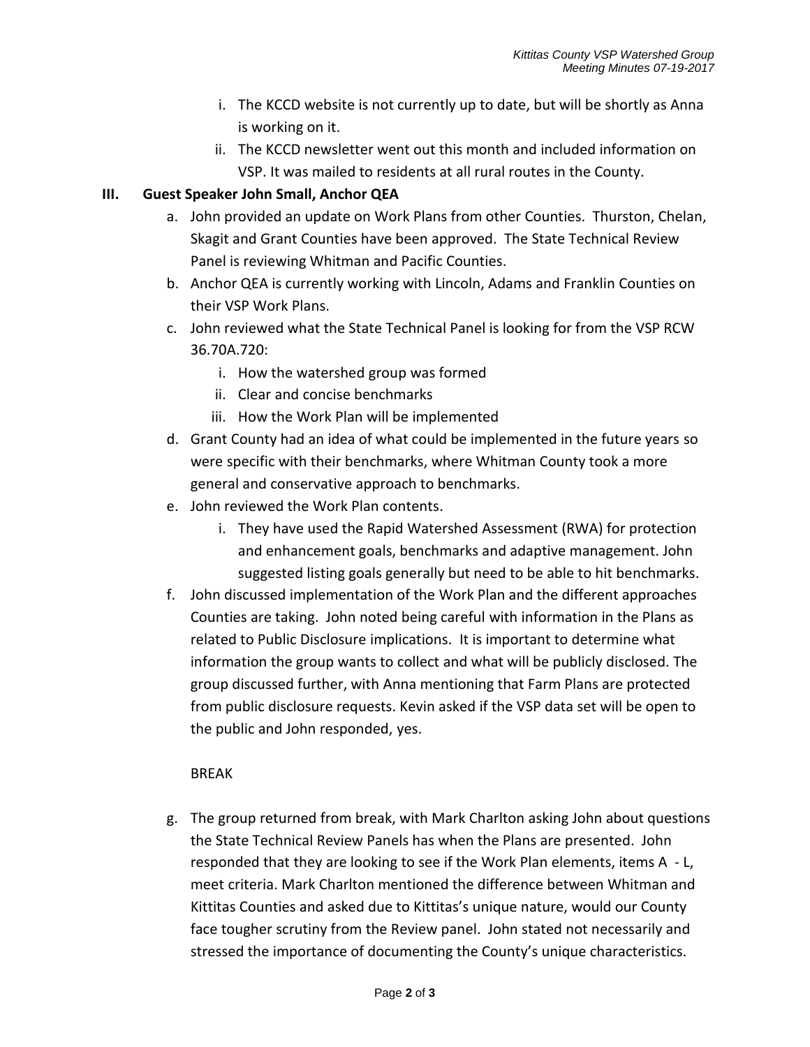i. The KCCD website is not currently up to date, but will be shortly as Anna is working on it.
   ii. The KCCD newsletter went out this month and included information on VSP. It was mailed to residents at all rural routes in the County.

**III. Guest Speaker John Small, Anchor QEA**

a. John provided an update on Work Plans from other Counties. Thurston, Chelan, Skagit and Grant Counties have been approved. The State Technical Review Panel is reviewing Whitman and Pacific Counties.

b. Anchor QEA is currently working with Lincoln, Adams and Franklin Counties on their VSP Work Plans.

c. John reviewed what the State Technical Panel is looking for from the VSP RCW 36.70A.720:
   i. How the watershed group was formed
   ii. Clear and concise benchmarks
   iii. How the Work Plan will be implemented

d. Grant County had an idea of what could be implemented in the future years so were specific with their benchmarks, where Whitman County took a more general and conservative approach to benchmarks.

e. John reviewed the Work Plan contents.
   i. They have used the Rapid Watershed Assessment (RWA) for protection and enhancement goals, benchmarks and adaptive management. John suggested listing goals generally but need to be able to hit benchmarks.

f. John discussed implementation of the Work Plan and the different approaches Counties are taking. John noted being careful with information in the Plans as related to Public Disclosure implications. It is important to determine what information the group wants to collect and what will be publicly disclosed. The group discussed further, with Anna mentioning that Farm Plans are protected from public disclosure requests. Kevin asked if the VSP data set will be open to the public and John responded, yes.

BREAK

g. The group returned from break, with Mark Charlton asking John about questions the State Technical Review Panels has when the Plans are presented. John responded that they are looking to see if the Work Plan elements, items A - L, meet criteria. Mark Charlton mentioned the difference between Whitman and Kittitas Counties and asked due to Kittitas's unique nature, would our County face tougher scrutiny from the Review panel. John stated not necessarily and stressed the importance of documenting the County's unique characteristics.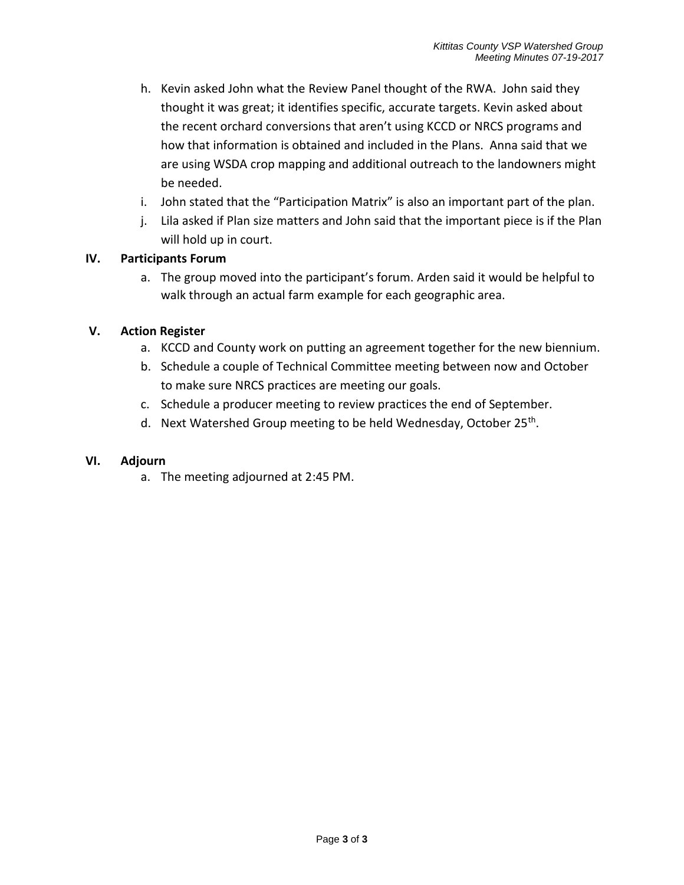h. Kevin asked John what the Review Panel thought of the RWA. John said they thought it was great; it identifies specific, accurate targets. Kevin asked about the recent orchard conversions that aren't using KCCD or NRCS programs and how that information is obtained and included in the Plans. Anna said that we are using WSDA crop mapping and additional outreach to the landowners might be needed.
i. John stated that the "Participation Matrix" is also an important part of the plan.
j. Lila asked if Plan size matters and John said that the important piece is if the Plan will hold up in court.

## IV. Participants Forum

a. The group moved into the participant's forum. Arden said it would be helpful to walk through an actual farm example for each geographic area.

## V. Action Register

a. KCCD and County work on putting an agreement together for the new biennium.
b. Schedule a couple of Technical Committee meeting between now and October to make sure NRCS practices are meeting our goals.
c. Schedule a producer meeting to review practices the end of September.
d. Next Watershed Group meeting to be held Wednesday, October 25th.

## VI. Adjourn

a. The meeting adjourned at 2:45 PM.